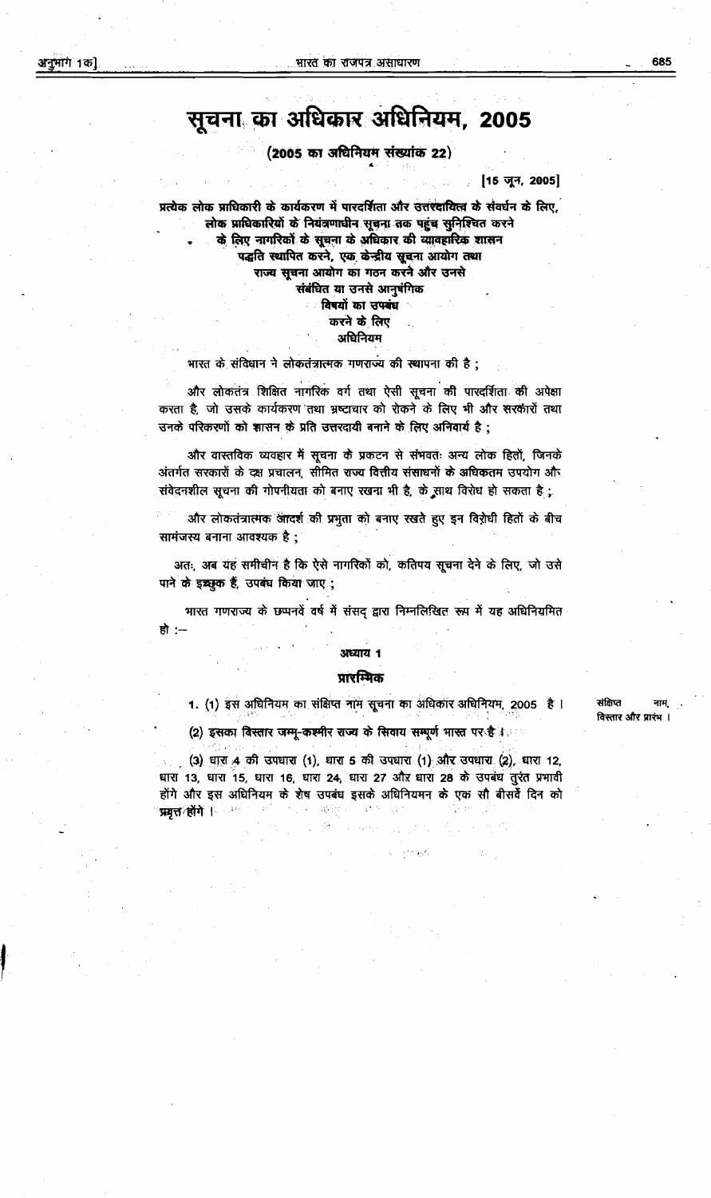# सूचना का अधिकार अधिनियम, 2005

**(2005 का अधिनियम संख्यांक 22)**

[15 जून, 2005]

**प्रत्येक लोक प्राधिकारी के कार्यकरण में पारदर्शिता और उत्तरदायित्व के संवर्धन के लिए, लोक प्राधिकारियों के नियंत्रणाधीन सूचना तक पहुंच सुनिश्चित करने के लिए नागरिकों के सूचना के अधिकार की व्यावहारिक शासन पद्धति स्थापित करने, एक केन्द्रीय सूचना आयोग तथा राज्य सूचना आयोग का गठन करने और उनसे संबंधित या उनसे आनुषंगिक विषयों का उपबंध करने के लिए अधिनियम**

भारत के संविधान ने लोकतंत्रात्मक गणराज्य की स्थापना की है ;

और लोकतंत्र शिक्षित नागरिक वर्ग तथा ऐसी सूचना की पारदर्शिता की अपेक्षा करता है, जो उसके कार्यकरण तथा भ्रष्टाचार को रोकने के लिए भी और सरकारों तथा उनके परिकरणों को शासन के प्रति उत्तरदायी बनाने के लिए अनिवार्य है ;

और वास्तविक व्यवहार में सूचना के प्रकटन से संभवतः अन्य लोक हितों, जिनके अंतर्गत सरकारों के दक्ष प्रचालन, सीमित राज्य वित्तीय संसाधनों के अधिकतम उपयोग और संवेदनशील सूचना की गोपनीयता को बनाए रखना भी है, के साथ विरोध हो सकता है ;

और लोकतंत्रात्मक आदर्श की प्रभुता को बनाए रखते हुए इन विरोधी हितों के बीच सामंजस्य बनाना आवश्यक है ;

अतः, अब यह समीचीन है कि ऐसे नागरिकों को, कतिपय सूचना देने के लिए, जो उसे पाने के इच्छुक हैं, उपबंध किया जाए ;

भारत गणराज्य के छप्पनवें वर्ष में संसद् द्वारा निम्नलिखित रूप में यह अधिनियमित हो :—

## अध्याय 1

## प्रारम्भिक

संक्षिप्त नाम, विस्तार और प्रारंभ ।

1. (1) इस अधिनियम का संक्षिप्त नाम सूचना का अधिकार अधिनियम, 2005 है ।

(2) इसका विस्तार जम्मू-कश्मीर राज्य के सिवाय सम्पूर्ण भारत पर है ।

(3) धारा 4 की उपधारा (1), धारा 5 की उपधारा (1) और उपधारा (2), धारा 12, धारा 13, धारा 15, धारा 16, धारा 24, धारा 27 और धारा 28 के उपबंध तुरंत प्रभावी होंगे और इस अधिनियम के शेष उपबंध इसके अधिनियमन के एक सौ बीसवें दिन को प्रवृत्त होंगे ।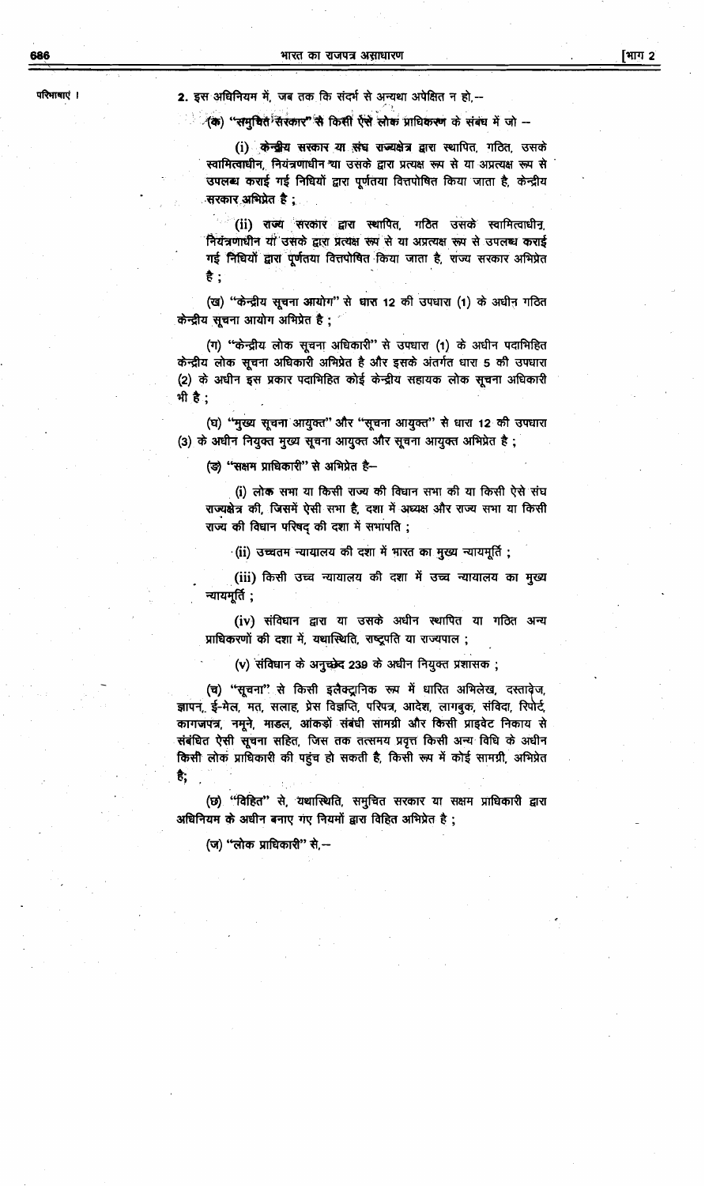परिभाषाएं ।

**2.** इस अधिनियम में, जब तक कि संदर्भ से अन्यथा अपेक्षित न हो,—

(क) "समुचित सरकार" से किसी ऐसे लोक प्राधिकरण के संबंध में जो —

(i) केन्द्रीय सरकार या संघ राज्यक्षेत्र द्वारा स्थापित, गठित, उसके स्वामित्वाधीन, नियंत्रणाधीन या उसके द्वारा प्रत्यक्ष रूप से या अप्रत्यक्ष रूप से उपलब्ध कराई गई निधियों द्वारा पूर्णतया वित्तपोषित किया जाता है, केन्द्रीय सरकार अभिप्रेत है ;

(ii) राज्य सरकार द्वारा स्थापित, गठित उसके स्वामित्वाधीन, नियंत्रणाधीन या उसके द्वारा प्रत्यक्ष रूप से या अप्रत्यक्ष रूप से उपलब्ध कराई गई निधियों द्वारा पूर्णतया वित्तपोषित किया जाता है, राज्य सरकार अभिप्रेत है ;

(ख) "केन्द्रीय सूचना आयोग" से धारा 12 की उपधारा (1) के अधीन गठित केन्द्रीय सूचना आयोग अभिप्रेत है ;

(ग) "केन्द्रीय लोक सूचना अधिकारी" से उपधारा (1) के अधीन पदाभिहित केन्द्रीय लोक सूचना अधिकारी अभिप्रेत है और इसके अंतर्गत धारा 5 की उपधारा (2) के अधीन इस प्रकार पदाभिहित कोई केन्द्रीय सहायक लोक सूचना अधिकारी भी है ;

(घ) "मुख्य सूचना आयुक्त" और "सूचना आयुक्त" से धारा 12 की उपधारा (3) के अधीन नियुक्त मुख्य सूचना आयुक्त और सूचना आयुक्त अभिप्रेत है ;

(ङ) "सक्षम प्राधिकारी" से अभिप्रेत है—

(i) लोक सभा या किसी राज्य की विधान सभा की या किसी ऐसे संघ राज्यक्षेत्र की, जिसमें ऐसी सभा है, दशा में अध्यक्ष और राज्य सभा या किसी राज्य की विधान परिषद् की दशा में सभापति ;

(ii) उच्चतम न्यायालय की दशा में भारत का मुख्य न्यायमूर्ति ;

(iii) किसी उच्च न्यायालय की दशा में उच्च न्यायालय का मुख्य न्यायमूर्ति ;

(iv) संविधान द्वारा या उसके अधीन स्थापित या गठित अन्य प्राधिकरणों की दशा में, यथास्थिति, राष्ट्रपति या राज्यपाल ;

(v) संविधान के अनुच्छेद 239 के अधीन नियुक्त प्रशासक ;

(च) "सूचना" से किसी इलैक्ट्रानिक रूप में धारित अभिलेख, दस्तावेज, ज्ञापन, ई-मेल, मत, सलाह, प्रेस विज्ञप्ति, परिपत्र, आदेश, लागबुक, संविदा, रिपोर्ट, कागजपत्र, नमूने, माडल, आंकड़ों संबंधी सामग्री और किसी प्राइवेट निकाय से संबंधित ऐसी सूचना सहित, जिस तक तत्समय प्रवृत्त किसी अन्य विधि के अधीन किसी लोक प्राधिकारी की पहुंच हो सकती है, किसी रूप में कोई सामग्री, अभिप्रेत है;

(छ) "विहित" से, यथास्थिति, समुचित सरकार या सक्षम प्राधिकारी द्वारा अधिनियम के अधीन बनाए गए नियमों द्वारा विहित अभिप्रेत है ;

(ज) "लोक प्राधिकारी" से,—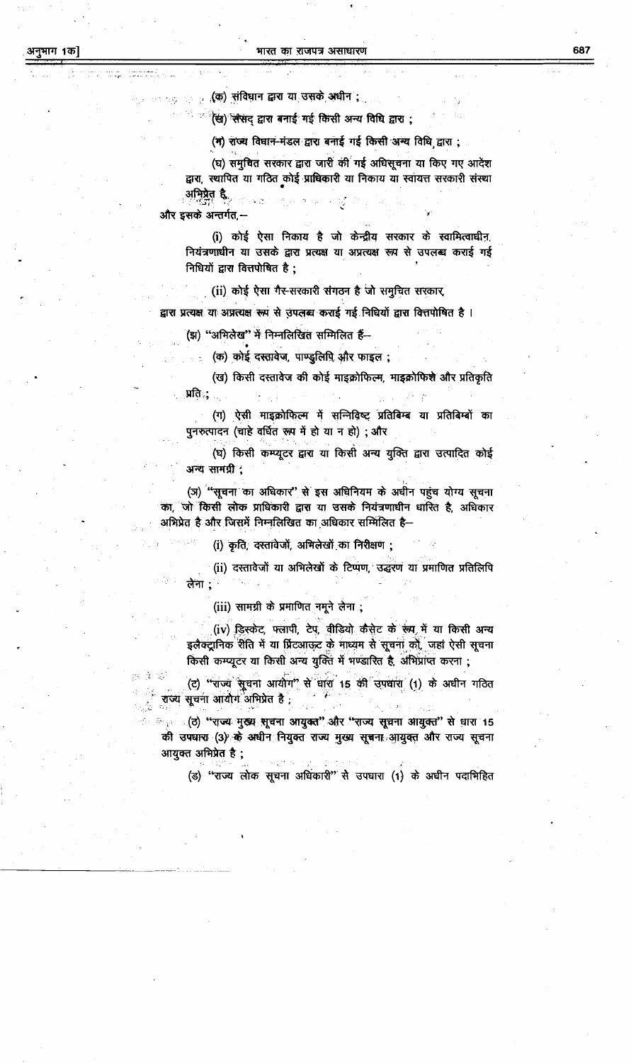(क) संविधान द्वारा या उसके अधीन ;

(ख) संसद् द्वारा बनाई गई किसी अन्य विधि द्वारा ;

(ग) राज्य विधान-मंडल द्वारा बनाई गई किसी अन्य विधि द्वारा ;

(घ) समुचित सरकार द्वारा जारी की गई अधिसूचना या किए गए आदेश द्वारा, स्थापित या गठित कोई प्राधिकारी या निकाय या स्वायत्त सरकारी संस्था अभिप्रेत है,

और इसके अन्तर्गत,—

(i) कोई ऐसा निकाय है जो केन्द्रीय सरकार के स्वामित्वाधीन, नियंत्रणाधीन या उसके द्वारा प्रत्यक्ष या अप्रत्यक्ष रूप से उपलब्ध कराई गई निधियों द्वारा वित्तपोषित है ;

(ii) कोई ऐसा गैर-सरकारी संगठन है जो समुचित सरकार, द्वारा प्रत्यक्ष या अप्रत्यक्ष रूप से उपलब्ध कराई गई निधियों द्वारा वित्तपोषित है ।

(झ) "अभिलेख" में निम्नलिखित सम्मिलित हैं—

(क) कोई दस्तावेज, पाण्डुलिपि और फाइल ;

(ख) किसी दस्तावेज की कोई माइक्रोफिल्म, माइक्रोफिशे और प्रतिकृति प्रति ;

(ग) ऐसी माइक्रोफिल्म में सन्निविष्ट प्रतिबिम्ब या प्रतिबिम्बों का पुनरुत्पादन (चाहे वर्धित रूप में हो या न हो) ; और

(घ) किसी कम्प्यूटर द्वारा या किसी अन्य युक्ति द्वारा उत्पादित कोई अन्य सामग्री ;

(ञ) "सूचना का अधिकार" से इस अधिनियम के अधीन पहुंच योग्य सूचना का, जो किसी लोक प्राधिकारी द्वारा या उसके नियंत्रणाधीन धारित है, अधिकार अभिप्रेत है और जिसमें निम्नलिखित का अधिकार सम्मिलित है—

(i) कृति, दस्तावेजों, अभिलेखों का निरीक्षण ;

(ii) दस्तावेजों या अभिलेखों के टिप्पण, उद्धरण या प्रमाणित प्रतिलिपि लेना ;

(iii) सामग्री के प्रमाणित नमूने लेना ;

(iv) डिस्केट, फ्लापी, टेप, वीडियो कैसेट के रूप में या किसी अन्य इलैक्ट्रानिक रीति में या प्रिंटआउट के माध्यम से सूचना को, जहां ऐसी सूचना किसी कम्प्यूटर या किसी अन्य युक्ति में भण्डारित है, अभिप्राप्त करना ;

(ट) "राज्य सूचना आयोग" से धारा 15 की उपधारा (1) के अधीन गठित राज्य सूचना आयोग अभिप्रेत है ;

(ठ) "राज्य मुख्य सूचना आयुक्त" और "राज्य सूचना आयुक्त" से धारा 15 की उपधारा (3) के अधीन नियुक्त राज्य मुख्य सूचना आयुक्त और राज्य सूचना आयुक्त अभिप्रेत है ;

(ड) "राज्य लोक सूचना अधिकारी" से उपधारा (1) के अधीन पदाभिहित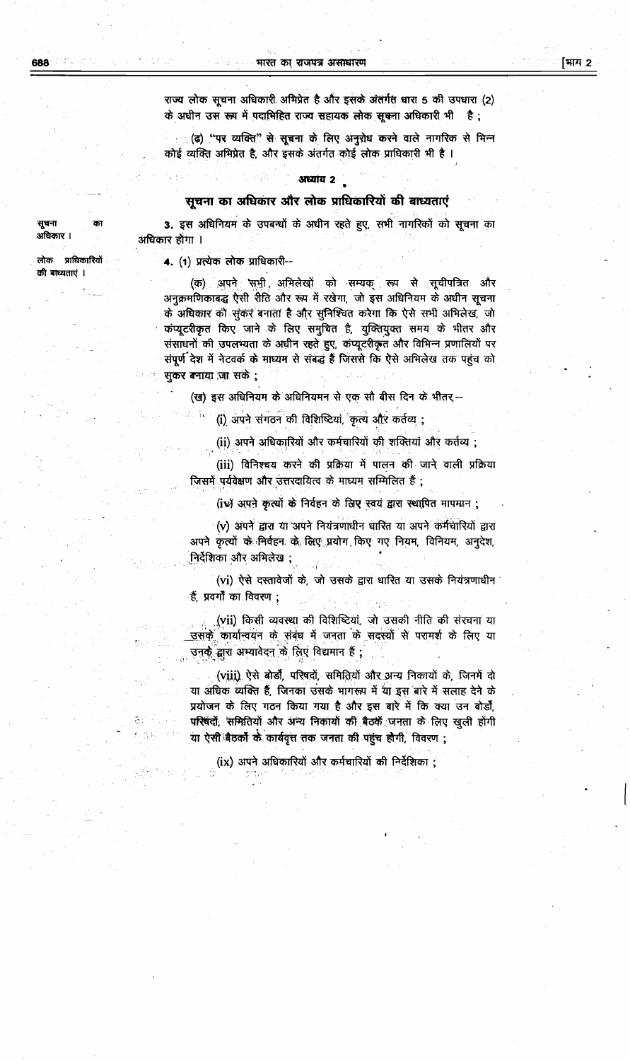राज्य लोक सूचना अधिकारी अभिप्रेत है और इसके अंतर्गत धारा 5 की उपधारा (2) के अधीन उस रूप में पदाभिहित राज्य सहायक लोक सूचना अधिकारी भी है ;

(ढ) "पर व्यक्ति" से सूचना के लिए अनुरोध करने वाले नागरिक से भिन्न कोई व्यक्ति अभिप्रेत है, और इसके अंतर्गत कोई लोक प्राधिकारी भी है ।

## अध्याय 2

## सूचना का अधिकार और लोक प्राधिकारियों की बाध्यताएं

सूचना का अधिकार ।

**3.** इस अधिनियम के उपबन्धों के अधीन रहते हुए, सभी नागरिकों को सूचना का अधिकार होगा ।

लोक प्राधिकारियों की बाध्यताएं ।

**4.** (1) प्रत्येक लोक प्राधिकारी--

(क) अपने सभी अभिलेखों को सम्यक् रूप से सूचीपत्रित और अनुक्रमणिकाबद्ध ऐसी रीति और रूप में रखेगा, जो इस अधिनियम के अधीन सूचना के अधिकार को सुकर बनाता है और सुनिश्चित करेगा कि ऐसे सभी अभिलेख, जो कंप्यूटरीकृत किए जाने के लिए समुचित है, युक्तियुक्त समय के भीतर और संसाधनों की उपलभ्यता के अधीन रहते हुए, कंप्यूटरीकृत और विभिन्न प्रणालियों पर संपूर्ण देश में नेटवर्क के माध्यम से संबद्ध हैं जिससे कि ऐसे अभिलेख तक पहुंच को सुकर बनाया जा सके ;

(ख) इस अधिनियम के अधिनियमन से एक सौ बीस दिन के भीतर,--

(i) अपने संगठन की विशिष्टियां, कृत्य और कर्तव्य ;

(ii) अपने अधिकारियों और कर्मचारियों की शक्तियां और कर्तव्य ;

(iii) विनिश्चय करने की प्रक्रिया में पालन की जाने वाली प्रक्रिया जिसमें पर्यवेक्षण और उत्तरदायित्व के माध्यम सम्मिलित हैं ;

(iv) अपने कृत्यों के निर्वहन के लिए स्वयं द्वारा स्थापित मापमान ;

(v) अपने द्वारा या अपने नियंत्रणाधीन धारित या अपने कर्मचारियों द्वारा अपने कृत्यों के निर्वहन के लिए प्रयोग किए गए नियम, विनियम, अनुदेश, निर्देशिका और अभिलेख ;

(vi) ऐसे दस्तावेजों के, जो उसके द्वारा धारित या उसके नियंत्रणाधीन हैं, प्रवर्गों का विवरण ;

(vii) किसी व्यवस्था की विशिष्टियां, जो उसकी नीति की संरचना या उसके कार्यान्वयन के संबंध में जनता के सदस्यों से परामर्श के लिए या उनके द्वारा अभ्यावेदन के लिए विद्यमान हैं ;

(viii) ऐसे बोर्डों, परिषदों, समितियों और अन्य निकायों के, जिनमें दो या अधिक व्यक्ति हैं, जिनका उसके भागरूप में या इस बारे में सलाह देने के प्रयोजन के लिए गठन किया गया है और इस बारे में कि क्या उन बोर्डों, परिषदों, समितियों और अन्य निकायों की बैठकें जनता के लिए खुली होंगी या ऐसी बैठकों के कार्यवृत्त तक जनता की पहुंच होगी, विवरण ;

(ix) अपने अधिकारियों और कर्मचारियों की निर्देशिका ;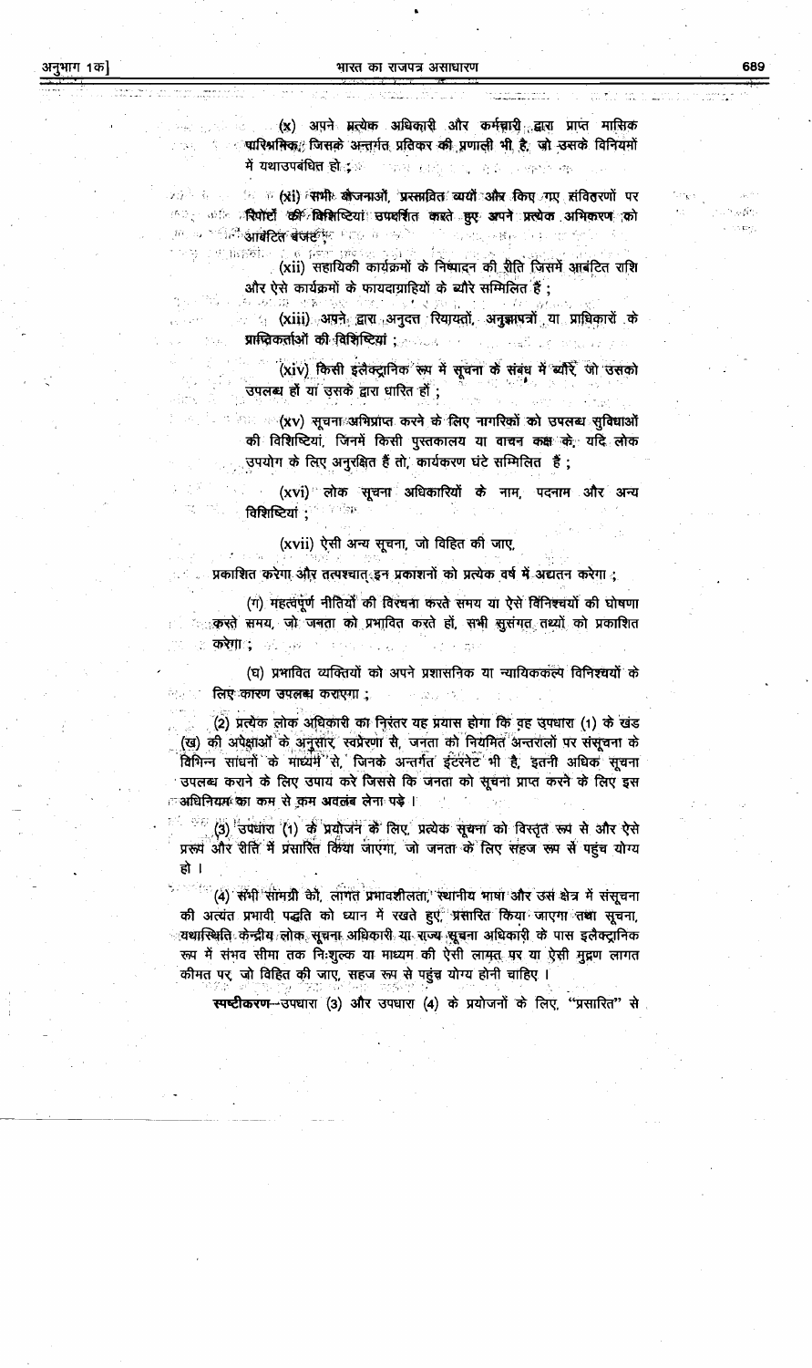(x) अपने प्रत्येक अधिकारी और कर्मचारी द्वारा प्राप्त मासिक पारिश्रमिक, जिसके अन्तर्गत प्रतिकर की प्रणाली भी है, जो उसके विनियमों में यथाउपबंधित हो ;

(xi) सभी योजनाओं, प्रस्तावित व्ययों और किए गए संवितरणों पर रिपोर्टों की विशिष्टियां उपदर्शित करते हुए अपने प्रत्येक अभिकरण को आबंटित बजट ;

(xii) सहायिकी कार्यक्रमों के निष्पादन की रीति जिसमें आबंटित राशि और ऐसे कार्यक्रमों के फायदाग्राहियों के ब्यौरे सम्मिलित हैं ;

(xiii) अपने द्वारा अनुदत्त रियायतों, अनुज्ञापत्रों या प्राधिकारों के प्राप्तिकर्ताओं की विशिष्टियां ;

(xiv) किसी इलैक्ट्रानिक रूप में सूचना के संबंध में ब्यौरे, जो उसको उपलब्ध हों या उसके द्वारा धारित हों ;

(xv) सूचना अभिप्राप्त करने के लिए नागरिकों को उपलब्ध सुविधाओं की विशिष्टियां, जिनमें किसी पुस्तकालय या वाचन कक्ष के, यदि लोक उपयोग के लिए अनुरक्षित हैं तो, कार्यकरण घंटे सम्मिलित हैं ;

(xvi) लोक सूचना अधिकारियों के नाम, पदनाम और अन्य विशिष्टियां ;

(xvii) ऐसी अन्य सूचना, जो विहित की जाए,

प्रकाशित करेगा और तत्पश्चात् इन प्रकाशनों को प्रत्येक वर्ष में अद्यतन करेगा ;

(ग) महत्वपूर्ण नीतियों की विरचना करते समय या ऐसे विनिश्चयों की घोषणा करते समय, जो जनता को प्रभावित करते हों, सभी सुसंगत तथ्यों को प्रकाशित करेगा ;

(घ) प्रभावित व्यक्तियों को अपने प्रशासनिक या न्यायिककल्प विनिश्चयों के लिए कारण उपलब्ध कराएगा ;

(2) प्रत्येक लोक अधिकारी का निरंतर यह प्रयास होगा कि वह उपधारा (1) के खंड (ख) की अपेक्षाओं के अनुसार, स्वप्रेरणा से, जनता को नियमित अन्तरालों पर संसूचना के विभिन्न साधनों के माध्यम से, जिनके अन्तर्गत इंटरनेट भी है, इतनी अधिक सूचना उपलब्ध कराने के लिए उपाय करे जिससे कि जनता को सूचना प्राप्त करने के लिए इस अधिनियम का कम से कम अवलंब लेना पड़े ।

(3) उपधारा (1) के प्रयोजन के लिए, प्रत्येक सूचना को विस्तृत रूप से और ऐसे प्ररूप और रीति में प्रसारित किया जाएगा, जो जनता के लिए सहज रूप से पहुंच योग्य हो ।

(4) सभी सामग्री को, लागत प्रभावशीलता, स्थानीय भाषा और उस क्षेत्र में संसूचना की अत्यंत प्रभावी पद्धति को ध्यान में रखते हुए, प्रसारित किया जाएगा तथा सूचना, यथास्थिति केन्द्रीय लोक सूचना अधिकारी या राज्य सूचना अधिकारी के पास इलैक्ट्रानिक रूप में संभव सीमा तक निःशुल्क या माध्यम की ऐसी लागत पर या ऐसी मुद्रण लागत कीमत पर, जो विहित की जाए, सहज रूप से पहुंच योग्य होनी चाहिए ।

**स्पष्टीकरण**—उपधारा (3) और उपधारा (4) के प्रयोजनों के लिए, "प्रसारित" से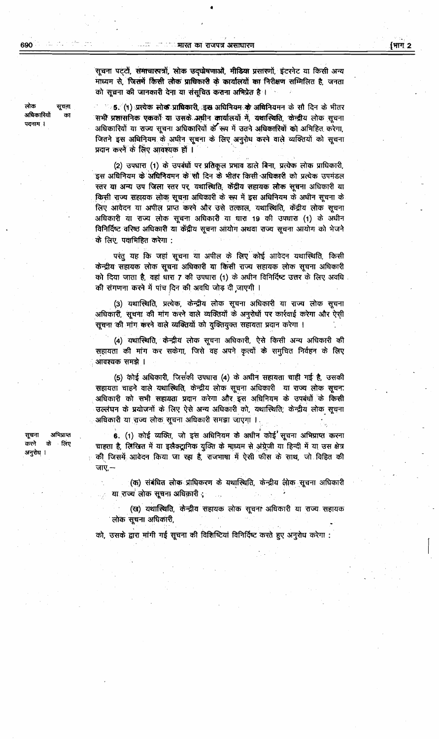सूचना पट्टों, समाचारपत्रों, लोक उद्घोषणाओं, मीडिया प्रसारणों, इंटरनेट या किसी अन्य माध्यम से, जिसमें किसी लोक प्राधिकारी के कार्यालयों का निरीक्षण सम्मिलित है, जनता को सूचना की जानकारी देना या संसूचित कराना अभिप्रेत है ।

लोक सूचना अधिकारियों का पदनाम ।

**5.** (1) प्रत्येक लोक प्राधिकारी, इस अधिनियम के अधिनियमन के सौ दिन के भीतर सभी प्रशासनिक एककों या उसके अधीन कार्यालयों में, यथास्थिति, केन्द्रीय लोक सूचना अधिकारियों या राज्य सूचना अधिकारियों के रूप में उतने अधिकारियों को अभिहित करेगा, जितने इस अधिनियम के अधीन सूचना के लिए अनुरोध करने वाले व्यक्तियों को सूचना प्रदान करने के लिए आवश्यक हों ।

(2) उपधारा (1) के उपबंधों पर प्रतिकूल प्रभाव डाले बिना, प्रत्येक लोक प्राधिकारी, इस अधिनियम के अधिनियमन के सौ दिन के भीतर किसी अधिकारी को प्रत्येक उपमंडल स्तर या अन्य उप जिला स्तर पर, यथास्थिति, केंद्रीय सहायक लोक सूचना अधिकारी या किसी राज्य सहायक लोक सूचना अधिकारी के रूप में इस अधिनियम के अधीन सूचना के लिए आवेदन या अपील प्राप्त करने और उसे तत्काल, यथास्थिति, केंद्रीय लोक सूचना अधिकारी या राज्य लोक सूचना अधिकारी या धारा 19 की उपधारा (1) के अधीन विनिर्दिष्ट वरिष्ठ अधिकारी या केंद्रीय सूचना आयोग अथवा राज्य सूचना आयोग को भेजने के लिए, पदाभिहित करेगा :

परंतु यह कि जहां सूचना या अपील के लिए कोई आवेदन यथास्थिति, किसी केन्द्रीय सहायक लोक सूचना अधिकारी या किसी राज्य सहायक लोक सूचना अधिकारी को दिया जाता है, वहां धारा 7 की उपधारा (1) के अधीन विनिर्दिष्ट उत्तर के लिए अवधि की संगणना करने में पांच दिन की अवधि जोड़ दी जाएगी ।

(3) यथास्थिति, प्रत्येक, केन्द्रीय लोक सूचना अधिकारी या राज्य लोक सूचना अधिकारी, सूचना की मांग करने वाले व्यक्तियों के अनुरोधों पर कार्रवाई करेगा और ऐसी सूचना की मांग करने वाले व्यक्तियों को युक्तियुक्त सहायता प्रदान करेगा ।

(4) यथास्थिति, केन्द्रीय लोक सूचना अधिकारी, ऐसे किसी अन्य अधिकारी की सहायता की मांग कर सकेगा, जिसे वह अपने कृत्यों के समुचित निर्वहन के लिए आवश्यक समझे ।

(5) कोई अधिकारी, जिसकी उपधारा (4) के अधीन सहायता चाही गई है, उसकी सहायता चाहने वाले यथास्थिति, केन्द्रीय लोक सूचना अधिकारी या राज्य लोक सूचनः अधिकारी को सभी सहायता प्रदान करेगा और इस अधिनियम के उपबंधों के किसी उल्लंघन के प्रयोजनों के लिए ऐसे अन्य अधिकारी को, यथास्थिति, केन्द्रीय लोक सूचना अधिकारी या राज्य लोक सूचना अधिकारी समझा जाएगा ।

सूचना अभिप्राप्त करने के लिए अनुरोध ।

**6.** (1) कोई व्यक्ति, जो इस अधिनियम के अधीन कोई सूचना अभिप्राप्त करना चाहता है, लिखित में या इलैक्ट्रानिक युक्ति के माध्यम से अंग्रेजी या हिन्दी में या उस क्षेत्र की जिसमें आवेदन किया जा रहा है, राजभाषा में ऐसी फीस के साथ, जो विहित की जाए,—

(क) संबंधित लोक प्राधिकरण के यथास्थिति, केन्द्रीय लोक सूचना अधिकारी या राज्य लोक सूचना अधिकारी ;

(ख) यथास्थिति, केन्द्रीय सहायक लोक सूचना अधिकारी या राज्य सहायक लोक सूचना अधिकारी,

को, उसके द्वारा मांगी गई सूचना की विशिष्टियां विनिर्दिष्ट करते हुए अनुरोध करेगा :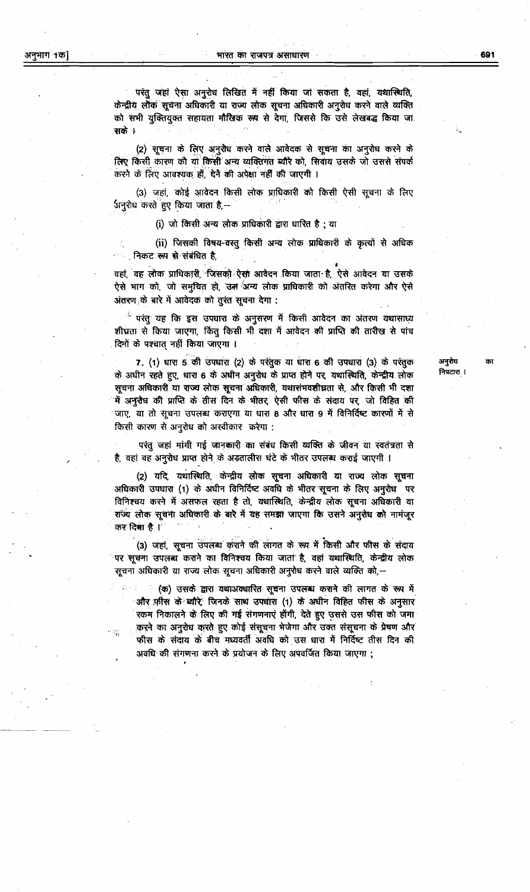परंतु जहां ऐसा अनुरोध लिखित में नहीं किया जा सकता है, वहां, यथास्थिति, केन्द्रीय लोक सूचना अधिकारी या राज्य लोक सूचना अधिकारी अनुरोध करने वाले व्यक्ति को सभी युक्तियुक्त सहायता मौखिक रूप से देगा, जिससे कि उसे लेखबद्ध किया जा सके ।

(2) सूचना के लिए अनुरोध करने वाले आवेदक से सूचना का अनुरोध करने के लिए किसी कारण को या किसी अन्य व्यक्तिगत ब्यौरे को, सिवाय उसके जो उससे संपर्क करने के लिए आवश्यक हों, देने की अपेक्षा नहीं की जाएगी ।

(3) जहां, कोई आवेदन किसी लोक प्राधिकारी को किसी ऐसी सूचना के लिए अनुरोध करते हुए किया जाता है,--

(i) जो किसी अन्य लोक प्राधिकारी द्वारा धारित है ; या

(ii) जिसकी विषय-वस्तु किसी अन्य लोक प्राधिकारी के कृत्यों से अधिक निकट रूप से संबंधित है,

वहां, वह लोक प्राधिकारी, जिसको ऐसा आवेदन किया जाता है, ऐसे आवेदन या उसके ऐसे भाग को, जो समुचित हो, उस अन्य लोक प्राधिकारी को अंतरित करेगा और ऐसे अंतरण के बारे में आवेदक को तुरंत सूचना देगा :

परंतु यह कि इस उपधारा के अनुसरण में किसी आवेदन का अंतरण यथासाध्य शीघ्रता से किया जाएगा, किंतु किसी भी दशा में आवेदन की प्राप्ति की तारीख से पांच दिनों के पश्चात् नहीं किया जाएगा ।

**अनुरोध का निपटारा ।**

7. (1) धारा 5 की उपधारा (2) के परंतुक या धारा 6 की उपधारा (3) के परंतुक के अधीन रहते हुए, धारा 6 के अधीन अनुरोध के प्राप्त होने पर, यथास्थिति, केन्द्रीय लोक सूचना अधिकारी या राज्य लोक सूचना अधिकारी, यथासंभवशीघ्रता से, और किसी भी दशा में अनुरोध की प्राप्ति के तीस दिन के भीतर, ऐसी फीस के संदाय पर, जो विहित की जाए, या तो सूचना उपलब्ध कराएगा या धारा 8 और धारा 9 में विनिर्दिष्ट कारणों में से किसी कारण से अनुरोध को अस्वीकार करेगा :

परंतु जहां मांगी गई जानकारी का संबंध किसी व्यक्ति के जीवन या स्वतंत्रता से है, वहां वह अनुरोध प्राप्त होने के अड़तालीस घंटे के भीतर उपलब्ध कराई जाएगी ।

(2) यदि, यथास्थिति, केन्द्रीय लोक सूचना अधिकारी या राज्य लोक सूचना अधिकारी उपधारा (1) के अधीन विनिर्दिष्ट अवधि के भीतर सूचना के लिए अनुरोध पर विनिश्चय करने में असफल रहता है तो, यथास्थिति, केन्द्रीय लोक सूचना अधिकारी या राज्य लोक सूचना अधिकारी के बारे में यह समझा जाएगा कि उसने अनुरोध को नामंजूर कर दिया है ।

(3) जहां, सूचना उपलब्ध कराने की लागत के रूप में किसी और फीस के संदाय पर सूचना उपलब्ध कराने का विनिश्चय किया जाता है, वहां यथास्थिति, केन्द्रीय लोक सूचना अधिकारी या राज्य लोक सूचना अधिकारी अनुरोध करने वाले व्यक्ति को,--

(क) उसके द्वारा यथाअवधारित सूचना उपलब्ध कराने की लागत के रूप में और फीस के ब्यौरे, जिनके साथ उपधारा (1) के अधीन विहित फीस के अनुसार रकम निकालने के लिए की गई संगणनाएं होंगी, देते हुए उससे उस फीस को जमा करने का अनुरोध करते हुए कोई संसूचना भेजेगा और उक्त संसूचना के प्रेषण और फीस के संदाय के बीच मध्यवर्ती अवधि को उस धारा में निर्दिष्ट तीस दिन की अवधि की संगणना करने के प्रयोजन के लिए अपवर्जित किया जाएगा ;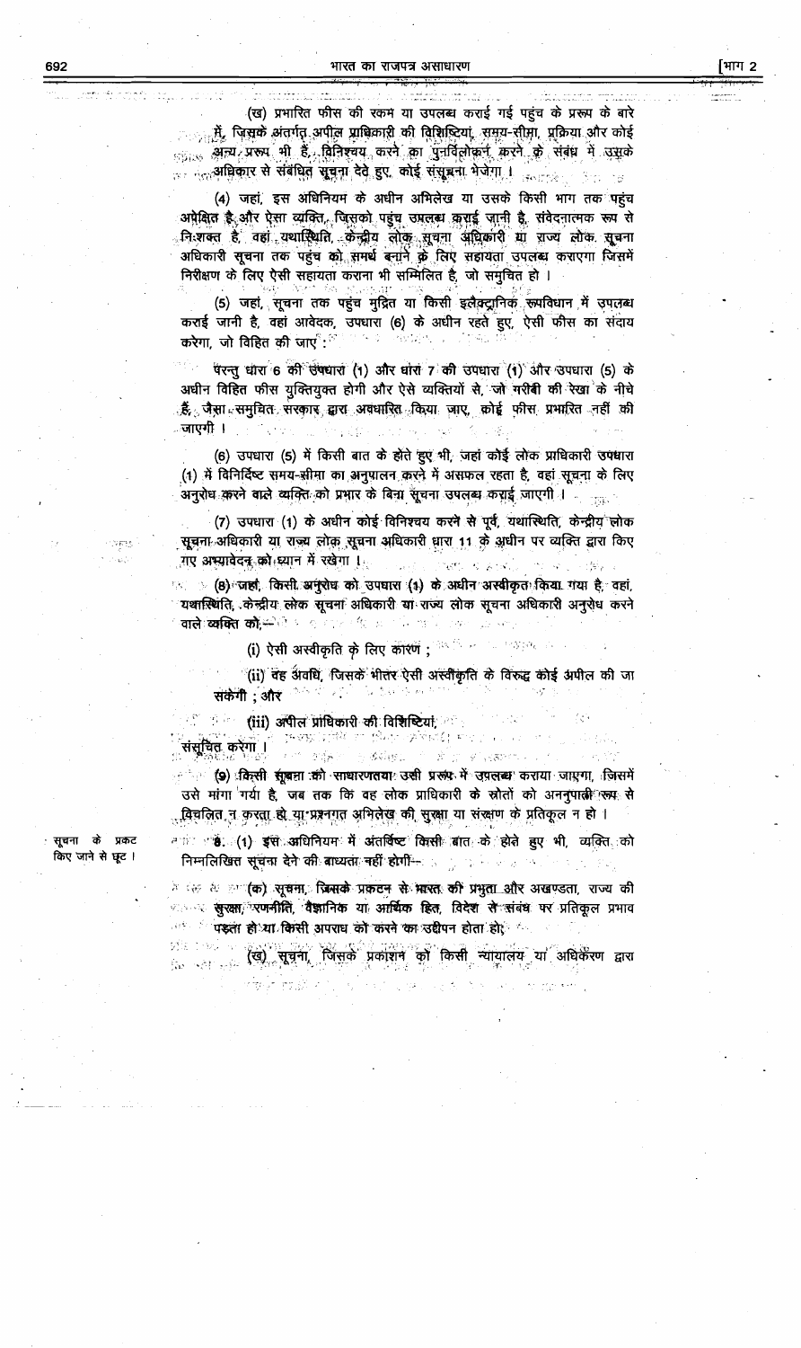(ख) प्रभारित फीस की रकम या उपलब्ध कराई गई पहुंच के प्ररूप के बारे में, जिसके अंतर्गत अपील प्राधिकारी की विशिष्टियां, समय-सीमा, प्रक्रिया और कोई अन्य प्ररूप भी है, विनिश्चय करने का पुनर्विलोकन करने के संबंध में उसके अधिकार से संबंधित सूचना देते हुए, कोई संसूचना भेजेगा ।

(4) जहां, इस अधिनियम के अधीन अभिलेख या उसके किसी भाग तक पहुंच अपेक्षित है और ऐसा व्यक्ति, जिसको पहुंच उपलब्ध कराई जानी है, संवेदनात्मक रूप से निःशक्त है, वहां, यथास्थिति, केन्द्रीय लोक सूचना अधिकारी या राज्य लोक सूचना अधिकारी सूचना तक पहुंच को समर्थ बनाने के लिए सहायता उपलब्ध कराएगा जिसमें निरीक्षण के लिए ऐसी सहायता कराना भी सम्मिलित है, जो समुचित हो ।

(5) जहां, सूचना तक पहुंच मुद्रित या किसी इलैक्ट्रानिक रूपविधान में उपलब्ध कराई जानी है, वहां आवेदक, उपधारा (6) के अधीन रहते हुए, ऐसी फीस का संदाय करेगा, जो विहित की जाए :

परन्तु धारा 6 की उपधारा (1) और धारा 7 की उपधारा (1) और उपधारा (5) के अधीन विहित फीस युक्तियुक्त होगी और ऐसे व्यक्तियों से, जो गरीबी की रेखा के नीचे हैं, जैसा समुचित सरकार द्वारा अवधारित किया जाए, कोई फीस प्रभारित नहीं की जाएगी ।

(6) उपधारा (5) में किसी बात के होते हुए भी, जहां कोई लोक प्राधिकारी उपधारा (1) में विनिर्दिष्ट समय-सीमा का अनुपालन करने में असफल रहता है, वहां सूचना के लिए अनुरोध करने वाले व्यक्ति को प्रभार के बिना सूचना उपलब्ध कराई जाएगी ।

(7) उपधारा (1) के अधीन कोई विनिश्चय करने से पूर्व, यथास्थिति, केन्द्रीय लोक सूचना अधिकारी या राज्य लोक सूचना अधिकारी धारा 11 के अधीन पर व्यक्ति द्वारा किए गए अभ्यावेदन को ध्यान में रखेगा ।

(8) जहां, किसी अनुरोध को उपधारा (1) के अधीन अस्वीकृत किया गया है, वहां, यथास्थिति, केन्द्रीय लोक सूचना अधिकारी या राज्य लोक सूचना अधिकारी अनुरोध करने वाले व्यक्ति को,—

(i) ऐसी अस्वीकृति के लिए कारण ;

(ii) वह अवधि, जिसके भीतर ऐसी अस्वीकृति के विरुद्ध कोई अपील की जा सकेगी ; और

(iii) अपील प्राधिकारी की विशिष्टियां,

संसूचित करेगा ।

(9) किसी सूचना को साधारणतया उसी प्ररूप में उपलब्ध कराया जाएगा, जिसमें उसे मांगा गया है, जब तक कि वह लोक प्राधिकारी के स्रोतों को अननुपाती रूप से विचलित न करता हो या प्रश्नगत अभिलेख की सुरक्षा या संरक्षण के प्रतिकूल न हो ।

सूचना के प्रकट किए जाने से छूट ।

**8.** (1) इस अधिनियम में अंतर्विष्ट किसी बात के होते हुए भी, व्यक्ति को निम्नलिखित सूचना देने की बाध्यता नहीं होगी,—

(क) सूचना, जिसके प्रकटन से भारत की प्रभुता और अखण्डता, राज्य की सुरक्षा, रणनीति, वैज्ञानिक या आर्थिक हित, विदेश से संबंध पर प्रतिकूल प्रभाव पड़ता हो या किसी अपराध को करने का उद्दीपन होता हो;

(ख) सूचना, जिसके प्रकाशन को किसी न्यायालय या अधिकरण द्वारा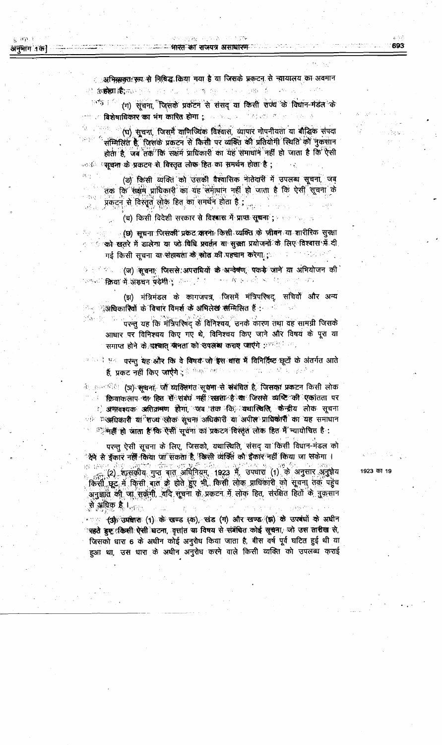अभिव्यक्त रूप से निषिद्ध किया गया है या जिसके प्रकटन से न्यायालय का अवमान होता है;

(ग) सूचना, जिसके प्रकटन से संसद् या किसी राज्य के विधान-मंडल के विशेषाधिकार का भंग कारित होगा;

(घ) सूचना, जिसमें वाणिज्यिक विश्वास, व्यापार गोपनीयता या बौद्धिक संपदा सम्मिलित है, जिसके प्रकटन से किसी पर व्यक्ति की प्रतियोगी स्थिति को नुकसान होता है, जब तक कि सक्षम प्राधिकारी का यह समाधान नहीं हो जाता है कि ऐसी सूचना के प्रकटन से विस्तृत लोक हित का समर्थन होता है;

(ङ) किसी व्यक्ति को उसकी वैश्वासिक नातेदारी में उपलब्ध सूचना, जब तक कि सक्षम प्राधिकारी का यह समाधान नहीं हो जाता है कि ऐसी सूचना के प्रकटन से विस्तृत लोक हित का समर्थन होता है;

(च) किसी विदेशी सरकार से विश्वास में प्राप्त सूचना;

(छ) सूचना जिसको प्रकट करना किसी व्यक्ति के जीवन या शारीरिक सुरक्षा को खतरे में डालेगा या जो विधि प्रवर्तन या सुरक्षा प्रयोजनों के लिए विश्वास में दी गई किसी सूचना या सहायता के स्रोत की पहचान करेगा;

(ज) सूचना, जिससे अपराधियों के अन्वेषण, पकड़े जाने या अभियोजन की क्रिया में अड़चन पड़ेगी;

(झ) मंत्रिमंडल के कागजपत्र, जिसमें मंत्रिपरिषद्, सचिवों और अन्य अधिकारियों के विचार विमर्श के अभिलेख सम्मिलित हैं :

परन्तु यह कि मंत्रिपरिषद् के विनिश्चय, उनके कारण तथा वह सामग्री जिसके आधार पर विनिश्चय किए गए थे, विनिश्चय किए जाने और विषय के पूरा या समाप्त होने के पश्चात् जनता को उपलब्ध कराए जाएंगे :

परंतु यह और कि वे विषय जो इस धारा में विनिर्दिष्ट छूटों के अंतर्गत आते हैं, प्रकट नहीं किए जाएँगे;

(ञ) सूचना, जो व्यक्तिगत सूचना से संबंधित है, जिसका प्रकटन किसी लोक क्रियाकलाप या हित से संबंध नहीं रखता है या जिससे व्यष्टि की एकांतता पर अनावश्यक अतिक्रमण होगा, जब तक कि, यथास्थिति, केन्द्रीय लोक सूचना अधिकारी या राज्य लोक सूचना अधिकारी या अपील प्राधिकारी का यह समाधान नहीं हो जाता है कि ऐसी सूचना का प्रकटन विस्तृत लोक हित में न्यायोचित है :

परन्तु ऐसी सूचना के लिए, जिसको, यथास्थिति, संसद् या किसी विधान-मंडल को देने से इंकार नहीं किया जा सकता है, किसी व्यक्ति को इंकार नहीं किया जा सकेगा।

(2) शासकीय गुप्त बात अधिनियम, 1923 में, उपधारा (1) के अनुसार अनुज्ञेय किसी छूट में किसी बात के होते हुए भी, किसी लोक प्राधिकारी को सूचना तक पहुंच अनुज्ञात की जा सकेगी, यदि सूचना के प्रकटन में लोक हित, संरक्षित हितों के नुकसान से अधिक है। 1923 का 19

(3) उपधारा (1) के खण्ड (क), खंड (ग) और खण्ड (झ) के उपबंधों के अधीन रहते हुए किसी ऐसी घटना, वृत्तांत या विषय से संबंधित कोई सूचना, जो उस तारीख से, जिसको धारा 6 के अधीन कोई अनुरोध किया जाता है, बीस वर्ष पूर्व घटित हुई थी या हुआ था, उस धारा के अधीन अनुरोध करने वाले किसी व्यक्ति को उपलब्ध कराई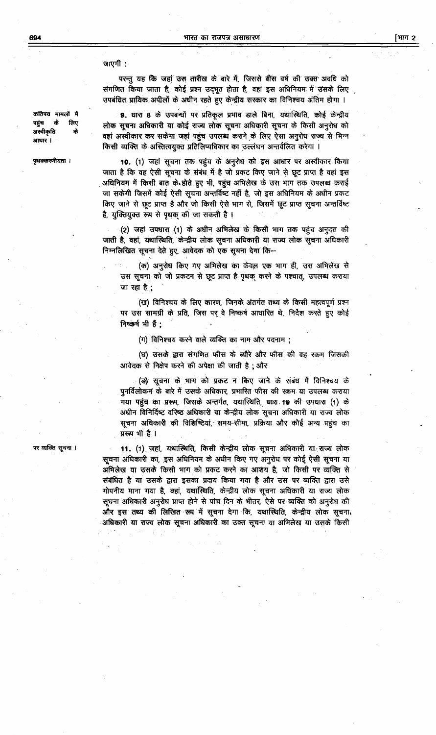जाएगी :

परन्तु यह कि जहां उस तारीख के बारे में, जिससे बीस वर्ष की उक्त अवधि को संगणित किया जाता है, कोई प्रश्न उद्‌भूत होता है, वहां इस अधिनियम में उसके लिए उपबंधित प्रायिक अपीलों के अधीन रहते हुए केन्द्रीय सरकार का विनिश्चय अंतिम होगा ।

कतिपय मामलों में पहुंच के लिए अस्वीकृति के आधार ।

**9.** धारा 8 के उपबन्धों पर प्रतिकूल प्रभाव डाले बिना, यथास्थिति, कोई केन्द्रीय लोक सूचना अधिकारी या कोई राज्य लोक सूचना अधिकारी सूचना के किसी अनुरोध को वहां अस्वीकार कर सकेगा जहां पहुंच उपलब्ध कराने के लिए ऐसा अनुरोध राज्य से भिन्न किसी व्यक्ति के अस्तित्वयुक्त प्रतिलिप्यधिकार का उल्लंघन अन्तर्वलित करेगा ।

पृथक्करणीयता ।

**10.** (1) जहां सूचना तक पहुंच के अनुरोध को इस आधार पर अस्वीकार किया जाता है कि वह ऐसी सूचना के संबंध में है जो प्रकट किए जाने से छूट प्राप्त है वहां इस अधिनियम में किसी बात के होते हुए भी, पहुंच अभिलेख के उस भाग तक उपलब्ध कराई जा सकेगी जिसमें कोई ऐसी सूचना अन्तर्विष्ट नहीं है, जो इस अधिनियम के अधीन प्रकट किए जाने से छूट प्राप्त है और जो किसी ऐसे भाग से, जिसमें छूट प्राप्त सूचना अन्तर्विष्ट है, युक्तियुक्त रूप से पृथक् की जा सकती है ।

(2) जहां उपधारा (1) के अधीन अभिलेख के किसी भाग तक पहुंच अनुदत्त की जाती है, वहां, यथास्थिति, केन्द्रीय लोक सूचना अधिकारी या राज्य लोक सूचना अधिकारी निम्नलिखित सूचना देते हुए, आवेदक को एक सूचना देगा कि--

(क) अनुरोध किए गए अभिलेख का केवल एक भाग ही, उस अभिलेख से उस सूचना को जो प्रकटन से छूट प्राप्त है पृथक् करने के पश्चात्, उपलब्ध कराया जा रहा है ;

(ख) विनिश्चय के लिए कारण, जिनके अंतर्गत तथ्य के किसी महत्वपूर्ण प्रश्न पर उस सामग्री के प्रति, जिस पर वे निष्कर्ष आधारित थे, निर्देश करते हुए कोई निष्कर्ष भी हैं ;

(ग) विनिश्चय करने वाले व्यक्ति का नाम और पदनाम ;

(घ) उसके द्वारा संगणित फीस के ब्यौरे और फीस की वह रकम जिसकी आवेदक से निक्षेप करने की अपेक्षा की जाती है ; और

(ङ) सूचना के भाग को प्रकट न किए जाने के संबंध में विनिश्चय के पुनर्विलोकन के बारे में उसके अधिकार, प्रभारित फीस की रकम या उपलब्ध कराया गया पहुंच का प्ररूप, जिसके अन्तर्गत, यथास्थिति, धारा 19 की उपधारा (1) के अधीन विनिर्दिष्ट वरिष्ठ अधिकारी या केन्द्रीय लोक सूचना अधिकारी या राज्य लोक सूचना अधिकारी की विशिष्टियां, समय-सीमा, प्रक्रिया और कोई अन्य पहुंच का प्ररूप भी है ।

पर व्यक्ति सूचना ।

**11.** (1) जहां, यथास्थिति, किसी केन्द्रीय लोक सूचना अधिकारी या राज्य लोक सूचना अधिकारी का, इस अधिनियम के अधीन किए गए अनुरोध पर कोई ऐसी सूचना या अभिलेख या उसके किसी भाग को प्रकट करने का आशय है, जो किसी पर व्यक्ति से संबंधित है या उसके द्वारा इसका प्रदाय किया गया है और उस पर व्यक्ति द्वारा उसे गोपनीय माना गया है, वहां, यथास्थिति, केन्द्रीय लोक सूचना अधिकारी या राज्य लोक सूचना अधिकारी अनुरोध प्राप्त होने से पांच दिन के भीतर, ऐसे पर व्यक्ति को अनुरोध की और इस तथ्य की लिखित रूप में सूचना देगा कि, यथास्थिति, केन्द्रीय लोक सूचना अधिकारी या राज्य लोक सूचना अधिकारी का उक्त सूचना या अभिलेख या उसके किसी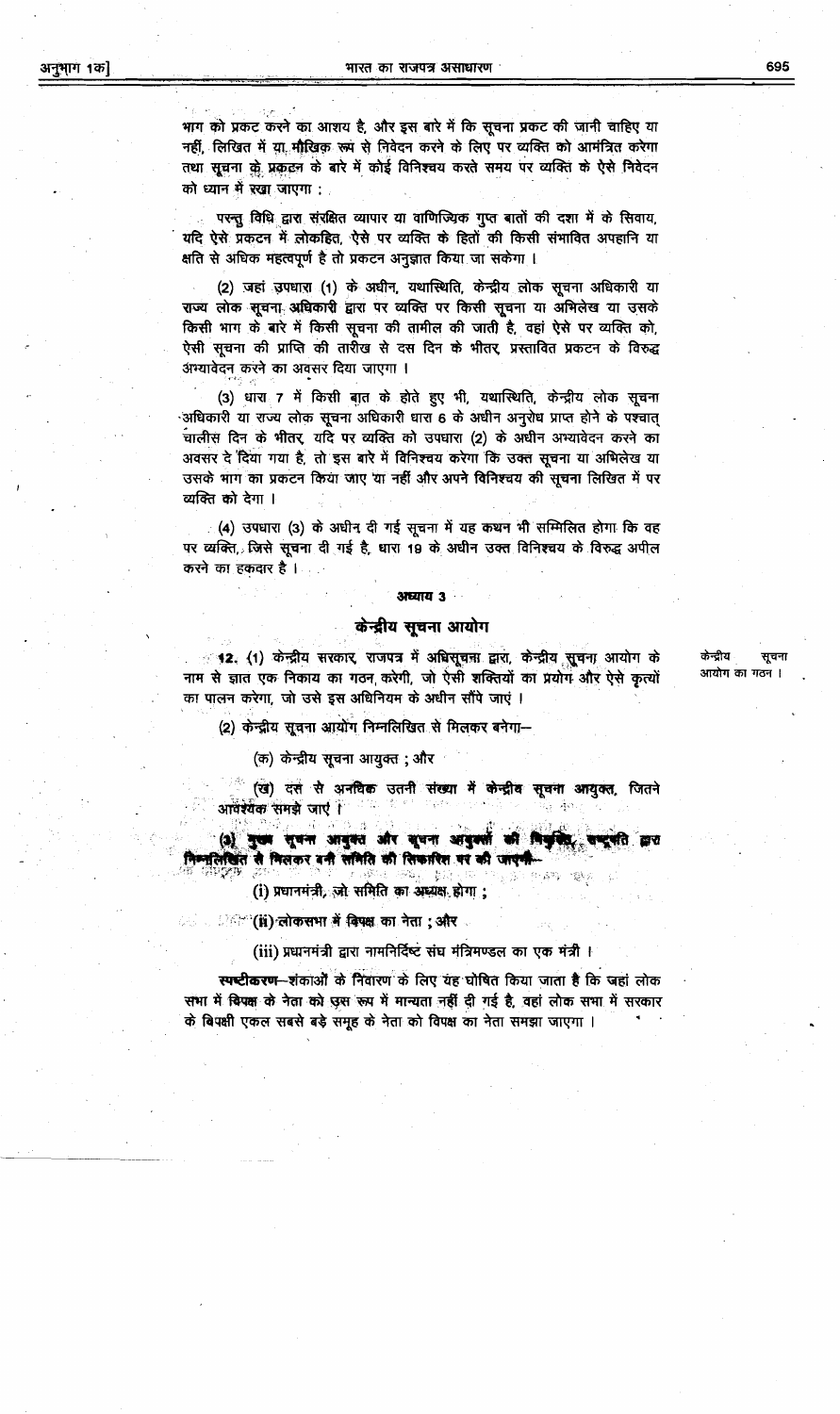भाग को प्रकट करने का आशय है, और इस बारे में कि सूचना प्रकट की जानी चाहिए या नहीं, लिखित में या मौखिक रूप से निवेदन करने के लिए पर व्यक्ति को आमंत्रित करेगा तथा सूचना के प्रकटन के बारे में कोई विनिश्चय करते समय पर व्यक्ति के ऐसे निवेदन को ध्यान में रखा जाएगा :

परन्तु विधि द्वारा संरक्षित व्यापार या वाणिज्यिक गुप्त बातों की दशा में के सिवाय, यदि ऐसे प्रकटन में लोकहित, ऐसे पर व्यक्ति के हितों की किसी संभावित अपहानि या क्षति से अधिक महत्वपूर्ण है तो प्रकटन अनुज्ञात किया जा सकेगा ।

(2) जहां उपधारा (1) के अधीन, यथास्थिति, केन्द्रीय लोक सूचना अधिकारी या राज्य लोक सूचना अधिकारी द्वारा पर व्यक्ति पर किसी सूचना या अभिलेख या उसके किसी भाग के बारे में किसी सूचना की तामील की जाती है, वहां ऐसे पर व्यक्ति को, ऐसी सूचना की प्राप्ति की तारीख से दस दिन के भीतर, प्रस्तावित प्रकटन के विरुद्ध अभ्यावेदन करने का अवसर दिया जाएगा ।

(3) धारा 7 में किसी बात के होते हुए भी, यथास्थिति, केन्द्रीय लोक सूचना अधिकारी या राज्य लोक सूचना अधिकारी धारा 6 के अधीन अनुरोध प्राप्त होने के पश्चात् चालीस दिन के भीतर, यदि पर व्यक्ति को उपधारा (2) के अधीन अभ्यावेदन करने का अवसर दे दिया गया है, तो इस बारे में विनिश्चय करेगा कि उक्त सूचना या अभिलेख या उसके भाग का प्रकटन किया जाए या नहीं और अपने विनिश्चय की सूचना लिखित में पर व्यक्ति को देगा ।

(4) उपधारा (3) के अधीन दी गई सूचना में यह कथन भी सम्मिलित होगा कि वह पर व्यक्ति, जिसे सूचना दी गई है, धारा 19 के अधीन उक्त विनिश्चय के विरुद्ध अपील करने का हकदार है ।

## अध्याय 3

## केन्द्रीय सूचना आयोग

केन्द्रीय सूचना आयोग का गठन ।

**12.** (1) केन्द्रीय सरकार, राजपत्र में अधिसूचना द्वारा, केन्द्रीय सूचना आयोग के नाम से ज्ञात एक निकाय का गठन करेगी, जो ऐसी शक्तियों का प्रयोग और ऐसे कृत्यों का पालन करेगा, जो उसे इस अधिनियम के अधीन सौंपे जाएं ।

(2) केन्द्रीय सूचना आयोग निम्नलिखित से मिलकर बनेगा—

(क) केन्द्रीय सूचना आयुक्त ; और

(ख) दस से अनधिक उतनी संख्या में केन्द्रीय सूचना आयुक्त, जितने आवश्यक समझे जाएं ।

(3) मुख्य सूचना आयुक्त और सूचना आयुक्तों की नियुक्ति, राष्ट्रपति द्वारा निम्नलिखित से मिलकर बनी समिति की सिफारिश पर की जाएगी—

(i) प्रधानमंत्री, जो समिति का अध्यक्ष होगा ;

(ii) लोकसभा में विपक्ष का नेता ; और

(iii) प्रधानमंत्री द्वारा नामनिर्दिष्ट संघ मंत्रिमण्डल का एक मंत्री ।

**स्पष्टीकरण**—शंकाओं के निवारण के लिए यह घोषित किया जाता है कि जहां लोक सभा में विपक्ष के नेता को उस रूप में मान्यता नहीं दी गई है, वहां लोक सभा में सरकार के विपक्षी एकल सबसे बड़े समूह के नेता को विपक्ष का नेता समझा जाएगा ।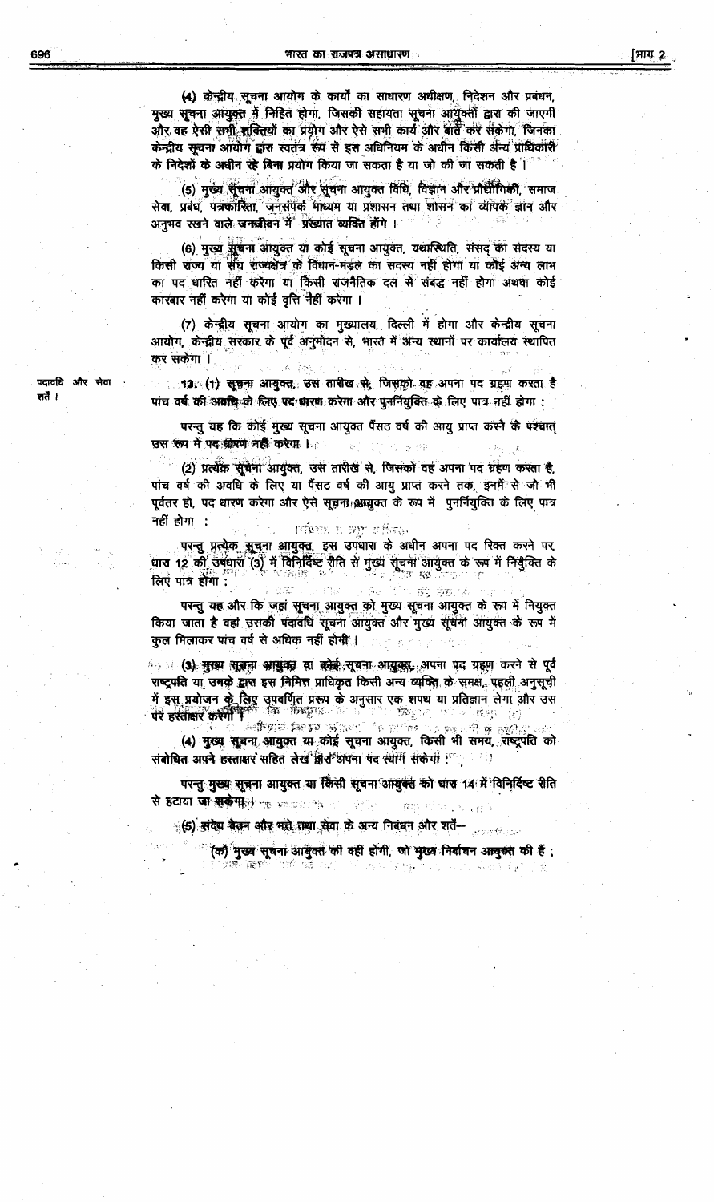(4) केन्द्रीय सूचना आयोग के कार्यों का साधारण अधीक्षण, निदेशन और प्रबंधन, मुख्य सूचना आयुक्त में निहित होगा, जिसकी सहायता सूचना आयुक्तों द्वारा की जाएगी और वह ऐसी सभी शक्तियों का प्रयोग और ऐसे सभी कार्य और बातें कर सकेगा, जिनका केन्द्रीय सूचना आयोग द्वारा स्वतंत्र रूप से इस अधिनियम के अधीन किसी अन्य प्राधिकारी के निदेशों के अधीन रहे बिना प्रयोग किया जा सकता है या जो की जा सकती है ।

(5) मुख्य सूचना आयुक्त और सूचना आयुक्त विधि, विज्ञान और प्रौद्योगिकी, समाज सेवा, प्रबंध, पत्रकारिता, जनसंपर्क माध्यम या प्रशासन तथा शासन का व्यापक ज्ञान और अनुभव रखने वाले जनजीवन में प्रख्यात व्यक्ति होंगे ।

(6) मुख्य सूचना आयुक्त या कोई सूचना आयुक्त, यथास्थिति, संसद का सदस्य या किसी राज्य या संघ राज्यक्षेत्र के विधान-मंडल का सदस्य नहीं होगा या कोई अन्य लाभ का पद धारित नहीं करेगा या किसी राजनैतिक दल से संबद्ध नहीं होगा अथवा कोई कारबार नहीं करेगा या कोई वृत्ति नहीं करेगा ।

(7) केन्द्रीय सूचना आयोग का मुख्यालय, दिल्ली में होगा और केन्द्रीय सूचना आयोग, केन्द्रीय सरकार के पूर्व अनुमोदन से, भारत में अन्य स्थानों पर कार्यालय स्थापित कर सकेगा ।

पदावधि और सेवा शर्तें ।

13. (1) सूचना आयुक्त, उस तारीख से, जिसको वह अपना पद ग्रहण करता है पांच वर्ष की अवधि के लिए पद धारण करेगा और पुनर्नियुक्ति के लिए पात्र नहीं होगा :

परन्तु यह कि कोई मुख्य सूचना आयुक्त पैंसठ वर्ष की आयु प्राप्त करने के पश्चात् उस रूप में पद धारण नहीं करेगा ।

(2) प्रत्येक सूचना आयुक्त, उस तारीख से, जिसको वह अपना पद ग्रहण करता है, पांच वर्ष की अवधि के लिए या पैंसठ वर्ष की आयु प्राप्त करने तक, इनमें से जो भी पूर्वतर हो, पद धारण करेगा और ऐसे सूचना आयुक्त के रूप में पुनर्नियुक्ति के लिए पात्र नहीं होगा :

परन्तु प्रत्येक सूचना आयुक्त, इस उपधारा के अधीन अपना पद रिक्त करने पर, धारा 12 की उपधारा (3) में विनिर्दिष्ट रीति से मुख्य सूचना आयुक्त के रूप में नियुक्ति के लिए पात्र होगा :

परन्तु यह और कि जहां सूचना आयुक्त को मुख्य सूचना आयुक्त के रूप में नियुक्त किया जाता है वहां उसकी पदावधि सूचना आयुक्त और मुख्य सूचना आयुक्त के रूप में कुल मिलाकर पांच वर्ष से अधिक नहीं होगी ।

(3) मुख्य सूचना आयुक्त या कोई सूचना आयुक्त, अपना पद ग्रहण करने से पूर्व राष्ट्रपति या उनके द्वारा इस निमित्त प्राधिकृत किसी अन्य व्यक्ति के समक्ष, पहली अनुसूची में इस प्रयोजन के लिए उपवर्णित प्ररूप के अनुसार एक शपथ या प्रतिज्ञान लेगा और उस पर हस्ताक्षर करेगा ।

(4) मुख्य सूचना आयुक्त या कोई सूचना आयुक्त, किसी भी समय, राष्ट्रपति को संबोधित अपने हस्ताक्षर सहित लेख द्वारा अपना पद त्याग सकेगा :

परन्तु मुख्य सूचना आयुक्त या किसी सूचना आयुक्त को धारा 14 में विनिर्दिष्ट रीति से हटाया जा सकेगा ।

(5) संदेय वेतन और भत्ते तथा सेवा के अन्य निबंधन और शर्तें—

(क) मुख्य सूचना आयुक्त की वही होंगी, जो मुख्य निर्वाचन आयुक्त की हैं ;